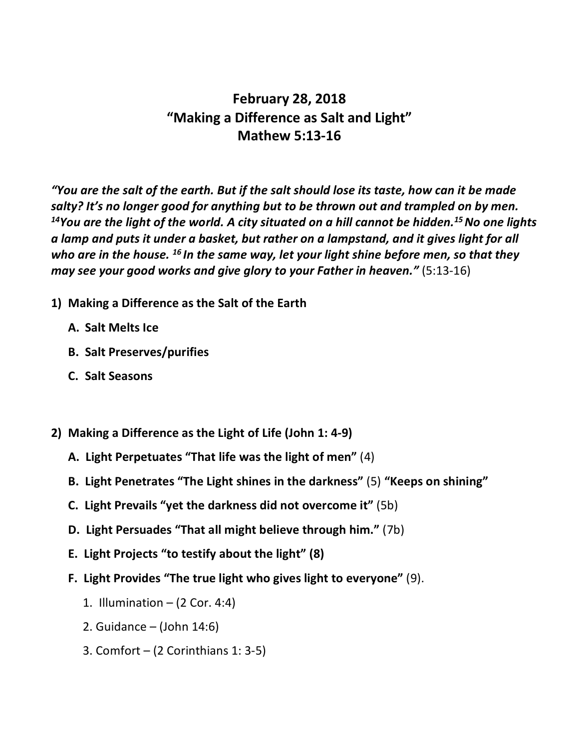# February 28, 2018
# "Making a Difference as Salt and Light"
# Mathew 5:13-16

***"You are the salt of the earth. But if the salt should lose its taste, how can it be made salty? It's no longer good for anything but to be thrown out and trampled on by men. [14]You are the light of the world. A city situated on a hill cannot be hidden.[15] No one lights a lamp and puts it under a basket, but rather on a lampstand, and it gives light for all who are in the house. [16] In the same way, let your light shine before men, so that they may see your good works and give glory to your Father in heaven."*** (5:13-16)

1) **Making a Difference as the Salt of the Earth**

   A. **Salt Melts Ice**

   B. **Salt Preserves/purifies**

   C. **Salt Seasons**

2) **Making a Difference as the Light of Life (John 1: 4-9)**

   A. **Light Perpetuates "That life was the light of men"** (4)

   B. **Light Penetrates "The Light shines in the darkness"** (5) **"Keeps on shining"**

   C. **Light Prevails "yet the darkness did not overcome it"** (5b)

   D. **Light Persuades "That all might believe through him."** (7b)

   E. **Light Projects "to testify about the light" (8)**

   F. **Light Provides "The true light who gives light to everyone"** (9).

      1. Illumination – (2 Cor. 4:4)

      2. Guidance – (John 14:6)

      3. Comfort – (2 Corinthians 1: 3-5)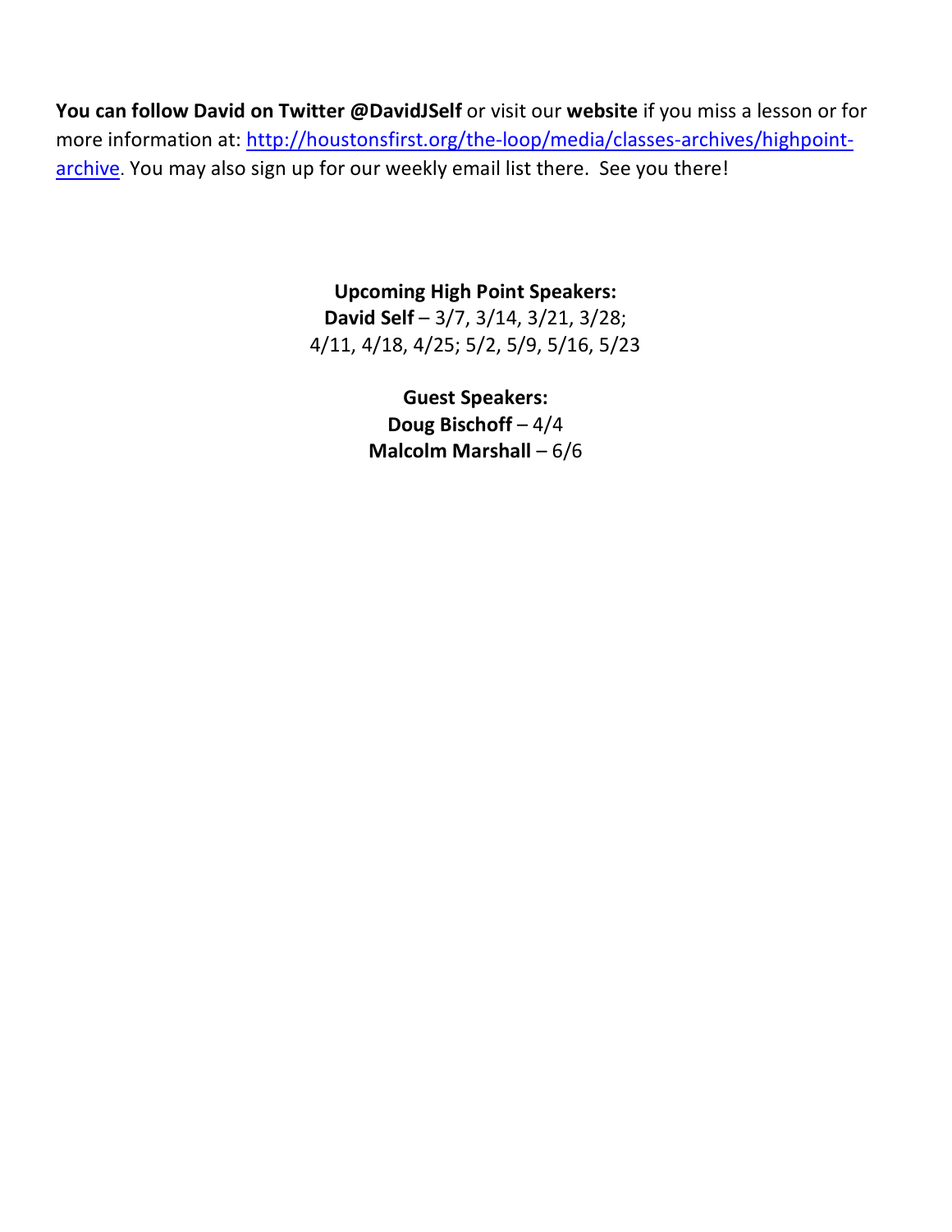**You can follow David on Twitter @DavidJSelf** or visit our **website** if you miss a lesson or for more information at: [http://houstonsfirst.org/the-loop/media/classes-archives/highpoint-archive](http://houstonsfirst.org/the-loop/media/classes-archives/highpoint-archive). You may also sign up for our weekly email list there. See you there!

**Upcoming High Point Speakers:**
**David Self** – 3/7, 3/14, 3/21, 3/28;
4/11, 4/18, 4/25; 5/2, 5/9, 5/16, 5/23

**Guest Speakers:**
**Doug Bischoff** – 4/4
**Malcolm Marshall** – 6/6